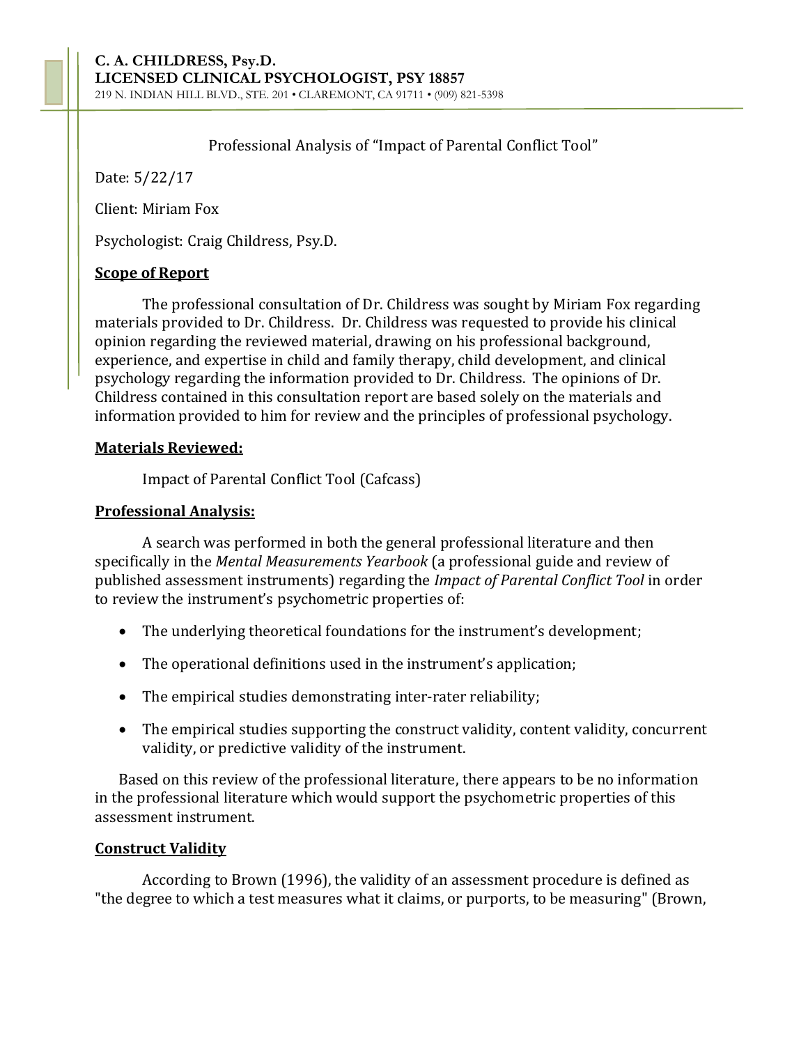**C. A. CHILDRESS, Psy.D.**
**LICENSED CLINICAL PSYCHOLOGIST, PSY 18857**
219 N. INDIAN HILL BLVD., STE. 201 • CLAREMONT, CA 91711 • (909) 821-5398

Professional Analysis of "Impact of Parental Conflict Tool"

Date: 5/22/17

Client: Miriam Fox

Psychologist: Craig Childress, Psy.D.

**Scope of Report**

The professional consultation of Dr. Childress was sought by Miriam Fox regarding materials provided to Dr. Childress. Dr. Childress was requested to provide his clinical opinion regarding the reviewed material, drawing on his professional background, experience, and expertise in child and family therapy, child development, and clinical psychology regarding the information provided to Dr. Childress. The opinions of Dr. Childress contained in this consultation report are based solely on the materials and information provided to him for review and the principles of professional psychology.

**Materials Reviewed:**

Impact of Parental Conflict Tool (Cafcass)

**Professional Analysis:**

A search was performed in both the general professional literature and then specifically in the *Mental Measurements Yearbook* (a professional guide and review of published assessment instruments) regarding the *Impact of Parental Conflict Tool* in order to review the instrument's psychometric properties of:

- The underlying theoretical foundations for the instrument's development;
- The operational definitions used in the instrument's application;
- The empirical studies demonstrating inter-rater reliability;
- The empirical studies supporting the construct validity, content validity, concurrent validity, or predictive validity of the instrument.

Based on this review of the professional literature, there appears to be no information in the professional literature which would support the psychometric properties of this assessment instrument.

**Construct Validity**

According to Brown (1996), the validity of an assessment procedure is defined as "the degree to which a test measures what it claims, or purports, to be measuring" (Brown,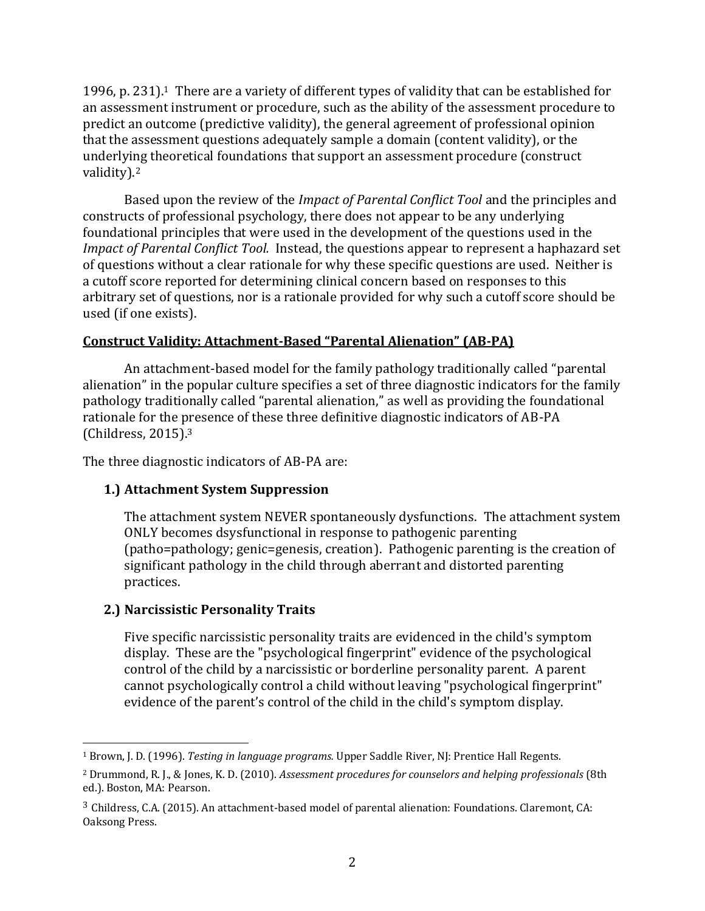1996, p. 231).[1] There are a variety of different types of validity that can be established for an assessment instrument or procedure, such as the ability of the assessment procedure to predict an outcome (predictive validity), the general agreement of professional opinion that the assessment questions adequately sample a domain (content validity), or the underlying theoretical foundations that support an assessment procedure (construct validity).[2]

Based upon the review of the *Impact of Parental Conflict Tool* and the principles and constructs of professional psychology, there does not appear to be any underlying foundational principles that were used in the development of the questions used in the *Impact of Parental Conflict Tool.* Instead, the questions appear to represent a haphazard set of questions without a clear rationale for why these specific questions are used. Neither is a cutoff score reported for determining clinical concern based on responses to this arbitrary set of questions, nor is a rationale provided for why such a cutoff score should be used (if one exists).

**<u>Construct Validity: Attachment-Based "Parental Alienation" (AB-PA)</u>**

An attachment-based model for the family pathology traditionally called "parental alienation" in the popular culture specifies a set of three diagnostic indicators for the family pathology traditionally called "parental alienation," as well as providing the foundational rationale for the presence of these three definitive diagnostic indicators of AB-PA (Childress, 2015).[3]

The three diagnostic indicators of AB-PA are:

**1.) Attachment System Suppression**

The attachment system NEVER spontaneously dysfunctions. The attachment system ONLY becomes dsysfunctional in response to pathogenic parenting (patho=pathology; genic=genesis, creation). Pathogenic parenting is the creation of significant pathology in the child through aberrant and distorted parenting practices.

**2.) Narcissistic Personality Traits**

Five specific narcissistic personality traits are evidenced in the child's symptom display. These are the "psychological fingerprint" evidence of the psychological control of the child by a narcissistic or borderline personality parent. A parent cannot psychologically control a child without leaving "psychological fingerprint" evidence of the parent's control of the child in the child's symptom display.

---

[1] Brown, J. D. (1996). *Testing in language programs.* Upper Saddle River, NJ: Prentice Hall Regents.

[2] Drummond, R. J., & Jones, K. D. (2010). *Assessment procedures for counselors and helping professionals* (8th ed.). Boston, MA: Pearson.

[3] Childress, C.A. (2015). An attachment-based model of parental alienation: Foundations. Claremont, CA: Oaksong Press.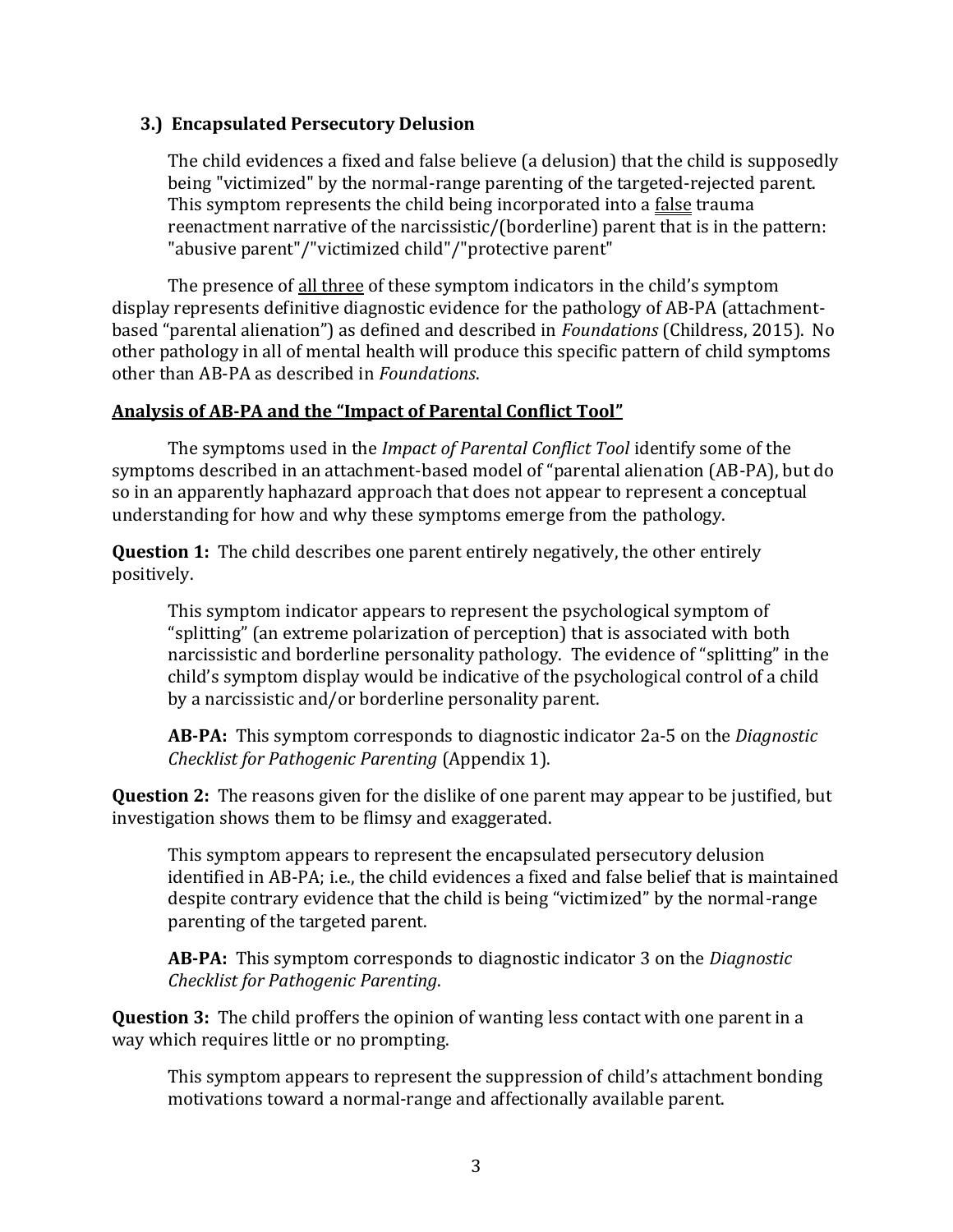### 3.) Encapsulated Persecutory Delusion

The child evidences a fixed and false believe (a delusion) that the child is supposedly being "victimized" by the normal-range parenting of the targeted-rejected parent. This symptom represents the child being incorporated into a false trauma reenactment narrative of the narcissistic/(borderline) parent that is in the pattern: "abusive parent"/"victimized child"/"protective parent"

The presence of all three of these symptom indicators in the child's symptom display represents definitive diagnostic evidence for the pathology of AB-PA (attachment-based "parental alienation") as defined and described in *Foundations* (Childress, 2015). No other pathology in all of mental health will produce this specific pattern of child symptoms other than AB-PA as described in *Foundations*.

**Analysis of AB-PA and the "Impact of Parental Conflict Tool"**

The symptoms used in the *Impact of Parental Conflict Tool* identify some of the symptoms described in an attachment-based model of "parental alienation (AB-PA), but do so in an apparently haphazard approach that does not appear to represent a conceptual understanding for how and why these symptoms emerge from the pathology.

**Question 1:** The child describes one parent entirely negatively, the other entirely positively.

This symptom indicator appears to represent the psychological symptom of "splitting" (an extreme polarization of perception) that is associated with both narcissistic and borderline personality pathology. The evidence of "splitting" in the child's symptom display would be indicative of the psychological control of a child by a narcissistic and/or borderline personality parent.

**AB-PA:** This symptom corresponds to diagnostic indicator 2a-5 on the *Diagnostic Checklist for Pathogenic Parenting* (Appendix 1).

**Question 2:** The reasons given for the dislike of one parent may appear to be justified, but investigation shows them to be flimsy and exaggerated.

This symptom appears to represent the encapsulated persecutory delusion identified in AB-PA; i.e., the child evidences a fixed and false belief that is maintained despite contrary evidence that the child is being "victimized" by the normal-range parenting of the targeted parent.

**AB-PA:** This symptom corresponds to diagnostic indicator 3 on the *Diagnostic Checklist for Pathogenic Parenting*.

**Question 3:** The child proffers the opinion of wanting less contact with one parent in a way which requires little or no prompting.

This symptom appears to represent the suppression of child's attachment bonding motivations toward a normal-range and affectionally available parent.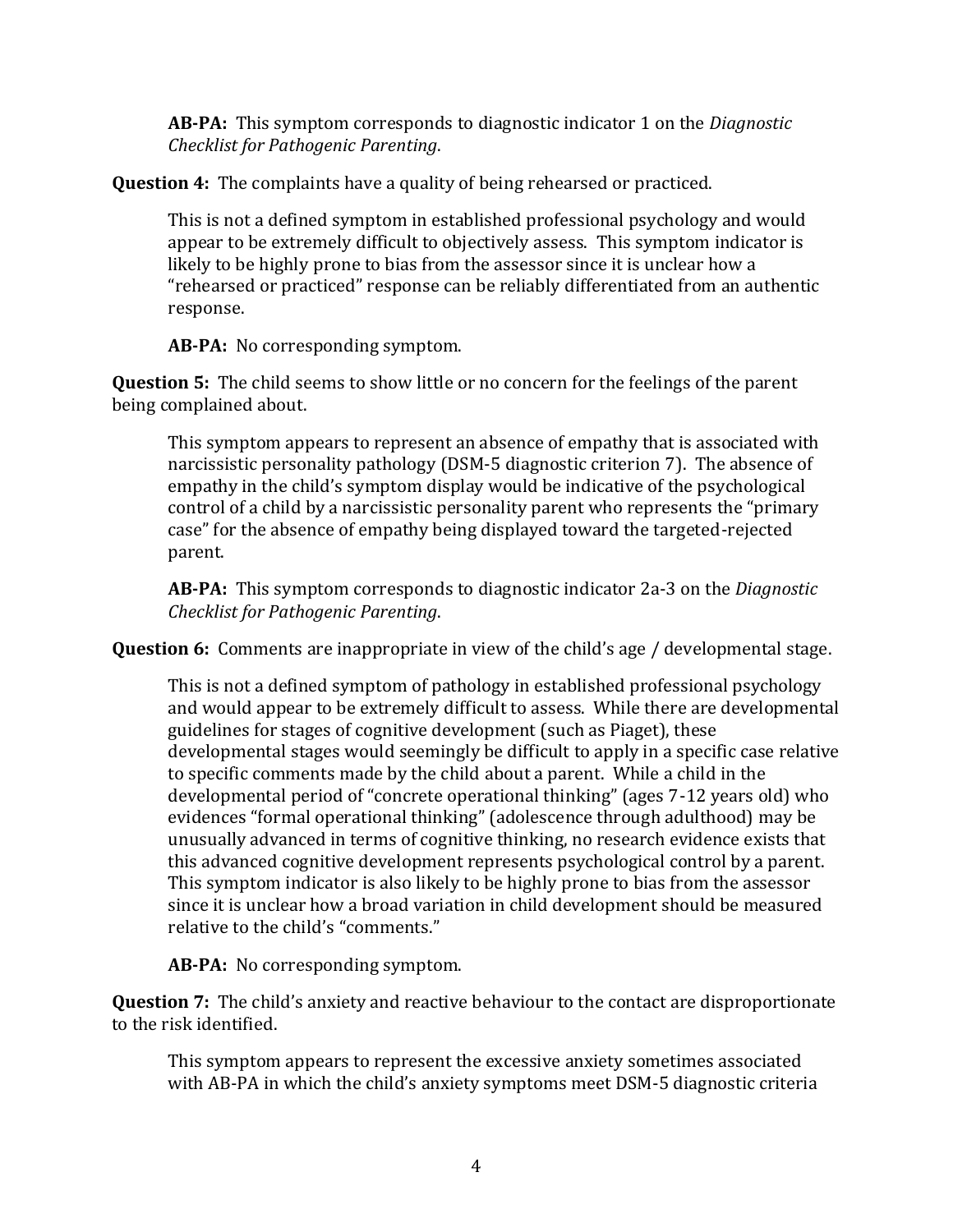**AB-PA:** This symptom corresponds to diagnostic indicator 1 on the *Diagnostic Checklist for Pathogenic Parenting*.

**Question 4:** The complaints have a quality of being rehearsed or practiced.

This is not a defined symptom in established professional psychology and would appear to be extremely difficult to objectively assess. This symptom indicator is likely to be highly prone to bias from the assessor since it is unclear how a "rehearsed or practiced" response can be reliably differentiated from an authentic response.

**AB-PA:** No corresponding symptom.

**Question 5:** The child seems to show little or no concern for the feelings of the parent being complained about.

This symptom appears to represent an absence of empathy that is associated with narcissistic personality pathology (DSM-5 diagnostic criterion 7). The absence of empathy in the child's symptom display would be indicative of the psychological control of a child by a narcissistic personality parent who represents the "primary case" for the absence of empathy being displayed toward the targeted-rejected parent.

**AB-PA:** This symptom corresponds to diagnostic indicator 2a-3 on the *Diagnostic Checklist for Pathogenic Parenting*.

**Question 6:** Comments are inappropriate in view of the child's age / developmental stage.

This is not a defined symptom of pathology in established professional psychology and would appear to be extremely difficult to assess. While there are developmental guidelines for stages of cognitive development (such as Piaget), these developmental stages would seemingly be difficult to apply in a specific case relative to specific comments made by the child about a parent. While a child in the developmental period of "concrete operational thinking" (ages 7-12 years old) who evidences "formal operational thinking" (adolescence through adulthood) may be unusually advanced in terms of cognitive thinking, no research evidence exists that this advanced cognitive development represents psychological control by a parent. This symptom indicator is also likely to be highly prone to bias from the assessor since it is unclear how a broad variation in child development should be measured relative to the child's "comments."

**AB-PA:** No corresponding symptom.

**Question 7:** The child's anxiety and reactive behaviour to the contact are disproportionate to the risk identified.

This symptom appears to represent the excessive anxiety sometimes associated with AB-PA in which the child's anxiety symptoms meet DSM-5 diagnostic criteria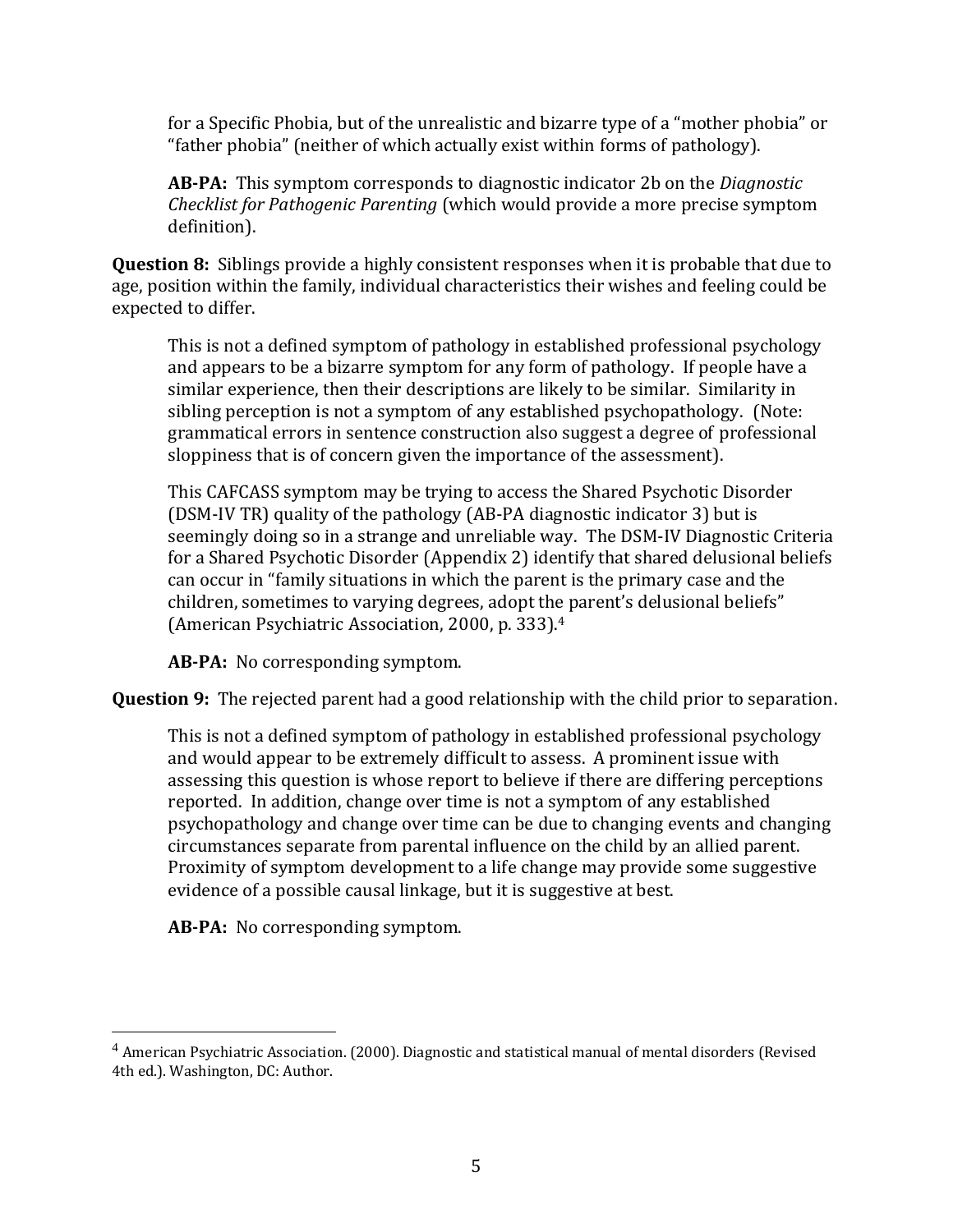for a Specific Phobia, but of the unrealistic and bizarre type of a "mother phobia" or "father phobia" (neither of which actually exist within forms of pathology).

**AB-PA:** This symptom corresponds to diagnostic indicator 2b on the *Diagnostic Checklist for Pathogenic Parenting* (which would provide a more precise symptom definition).

**Question 8:** Siblings provide a highly consistent responses when it is probable that due to age, position within the family, individual characteristics their wishes and feeling could be expected to differ.

This is not a defined symptom of pathology in established professional psychology and appears to be a bizarre symptom for any form of pathology. If people have a similar experience, then their descriptions are likely to be similar. Similarity in sibling perception is not a symptom of any established psychopathology. (Note: grammatical errors in sentence construction also suggest a degree of professional sloppiness that is of concern given the importance of the assessment).

This CAFCASS symptom may be trying to access the Shared Psychotic Disorder (DSM-IV TR) quality of the pathology (AB-PA diagnostic indicator 3) but is seemingly doing so in a strange and unreliable way. The DSM-IV Diagnostic Criteria for a Shared Psychotic Disorder (Appendix 2) identify that shared delusional beliefs can occur in "family situations in which the parent is the primary case and the children, sometimes to varying degrees, adopt the parent's delusional beliefs" (American Psychiatric Association, 2000, p. 333).[4]

**AB-PA:** No corresponding symptom.

**Question 9:** The rejected parent had a good relationship with the child prior to separation.

This is not a defined symptom of pathology in established professional psychology and would appear to be extremely difficult to assess. A prominent issue with assessing this question is whose report to believe if there are differing perceptions reported. In addition, change over time is not a symptom of any established psychopathology and change over time can be due to changing events and changing circumstances separate from parental influence on the child by an allied parent. Proximity of symptom development to a life change may provide some suggestive evidence of a possible causal linkage, but it is suggestive at best.

**AB-PA:** No corresponding symptom.

---

[4] American Psychiatric Association. (2000). Diagnostic and statistical manual of mental disorders (Revised 4th ed.). Washington, DC: Author.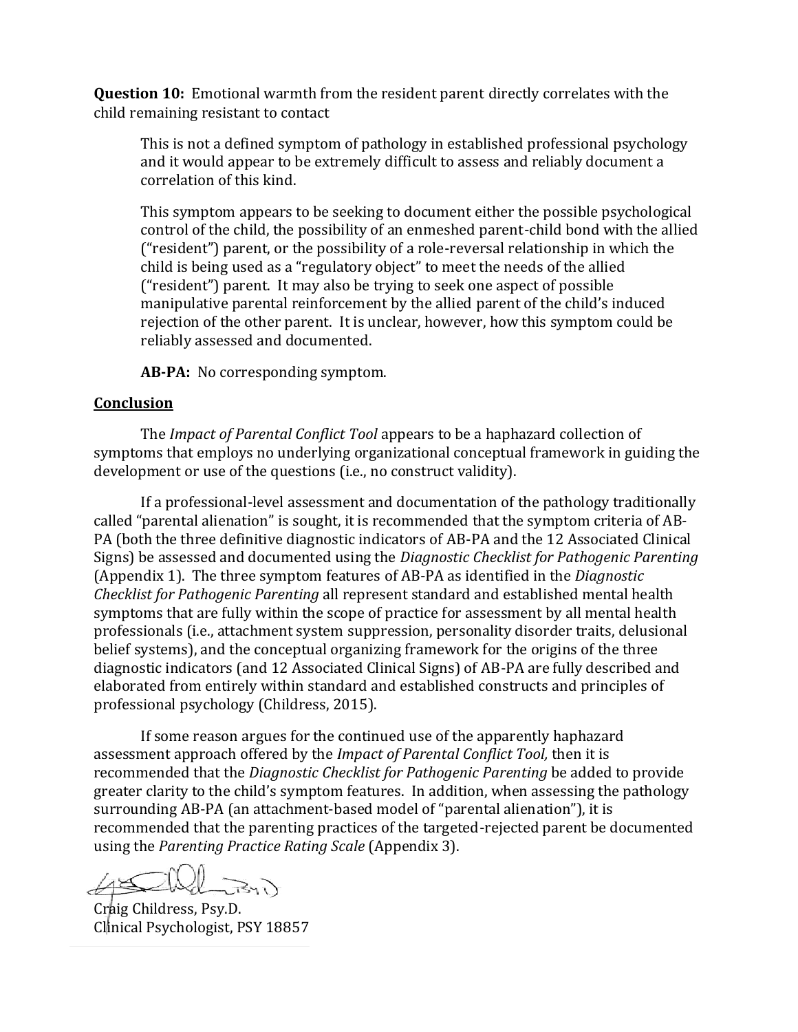**Question 10:** Emotional warmth from the resident parent directly correlates with the child remaining resistant to contact

> This is not a defined symptom of pathology in established professional psychology and it would appear to be extremely difficult to assess and reliably document a correlation of this kind.
>
> This symptom appears to be seeking to document either the possible psychological control of the child, the possibility of an enmeshed parent-child bond with the allied ("resident") parent, or the possibility of a role-reversal relationship in which the child is being used as a "regulatory object" to meet the needs of the allied ("resident") parent. It may also be trying to seek one aspect of possible manipulative parental reinforcement by the allied parent of the child's induced rejection of the other parent. It is unclear, however, how this symptom could be reliably assessed and documented.
>
> **AB-PA:** No corresponding symptom.

## Conclusion

The *Impact of Parental Conflict Tool* appears to be a haphazard collection of symptoms that employs no underlying organizational conceptual framework in guiding the development or use of the questions (i.e., no construct validity).

If a professional-level assessment and documentation of the pathology traditionally called "parental alienation" is sought, it is recommended that the symptom criteria of AB-PA (both the three definitive diagnostic indicators of AB-PA and the 12 Associated Clinical Signs) be assessed and documented using the *Diagnostic Checklist for Pathogenic Parenting* (Appendix 1). The three symptom features of AB-PA as identified in the *Diagnostic Checklist for Pathogenic Parenting* all represent standard and established mental health symptoms that are fully within the scope of practice for assessment by all mental health professionals (i.e., attachment system suppression, personality disorder traits, delusional belief systems), and the conceptual organizing framework for the origins of the three diagnostic indicators (and 12 Associated Clinical Signs) of AB-PA are fully described and elaborated from entirely within standard and established constructs and principles of professional psychology (Childress, 2015).

If some reason argues for the continued use of the apparently haphazard assessment approach offered by the *Impact of Parental Conflict Tool,* then it is recommended that the *Diagnostic Checklist for Pathogenic Parenting* be added to provide greater clarity to the child's symptom features. In addition, when assessing the pathology surrounding AB-PA (an attachment-based model of "parental alienation"), it is recommended that the parenting practices of the targeted-rejected parent be documented using the *Parenting Practice Rating Scale* (Appendix 3).

Craig Childress, Psy.D.
Clinical Psychologist, PSY 18857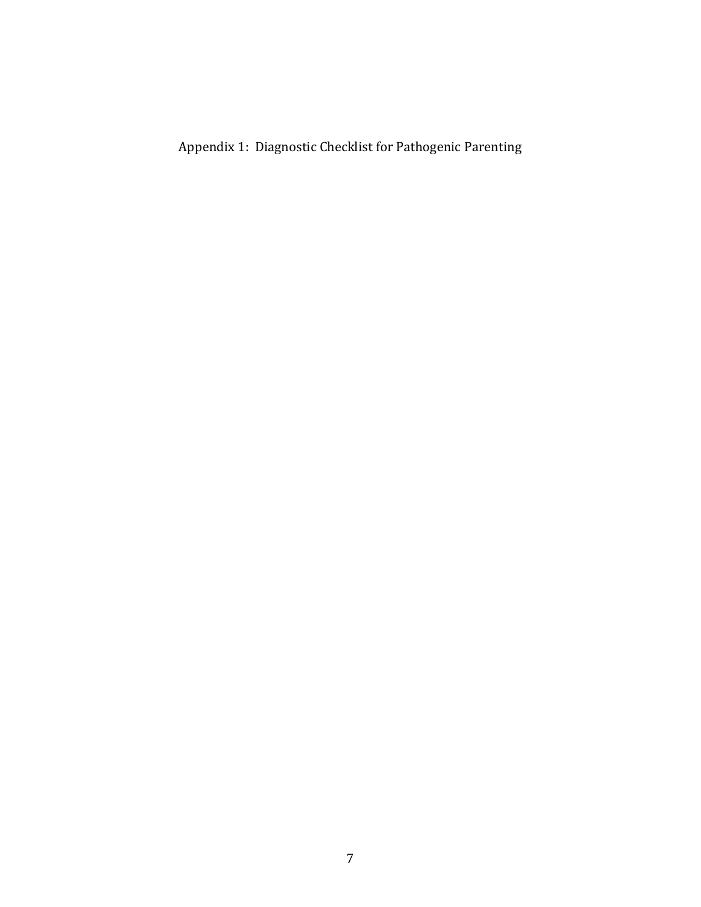# Appendix 1: Diagnostic Checklist for Pathogenic Parenting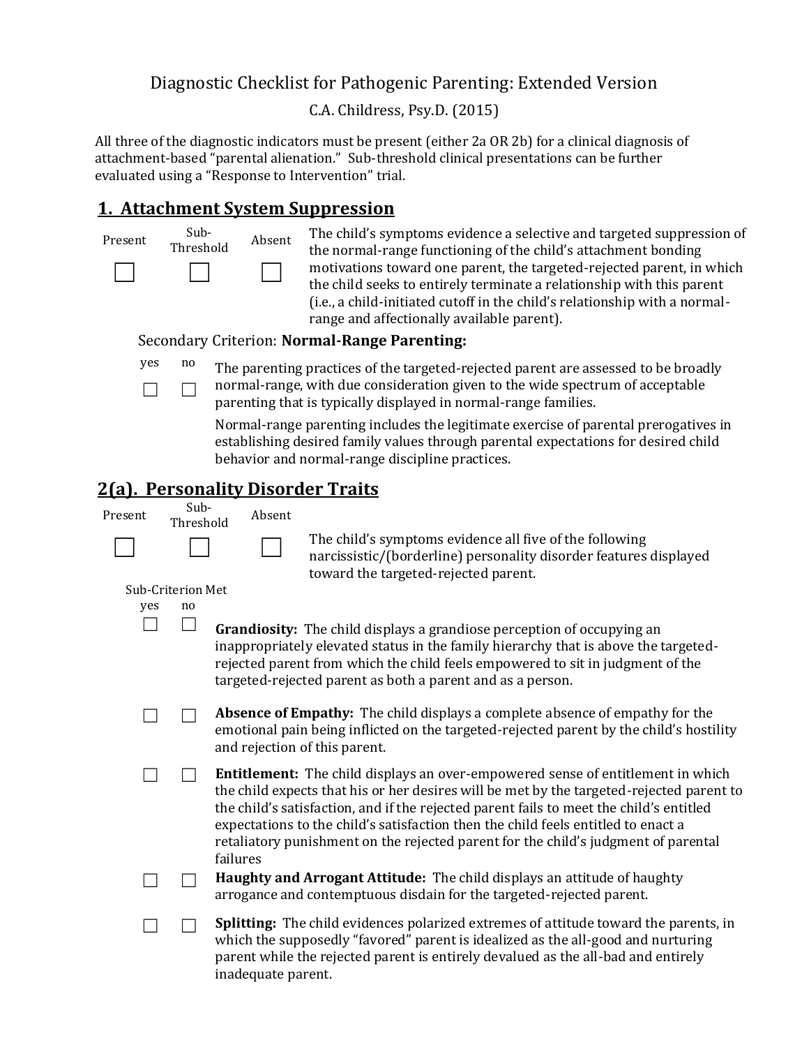# Diagnostic Checklist for Pathogenic Parenting: Extended Version

C.A. Childress, Psy.D. (2015)

All three of the diagnostic indicators must be present (either 2a OR 2b) for a clinical diagnosis of attachment-based "parental alienation." Sub-threshold clinical presentations can be further evaluated using a "Response to Intervention" trial.

## 1. Attachment System Suppression

| Present | Sub-Threshold | Absent | |
|---|---|---|---|
| ☐ | ☐ | ☐ | The child's symptoms evidence a selective and targeted suppression of the normal-range functioning of the child's attachment bonding motivations toward one parent, the targeted-rejected parent, in which the child seeks to entirely terminate a relationship with this parent (i.e., a child-initiated cutoff in the child's relationship with a normal-range and affectionally available parent). |

Secondary Criterion: **Normal-Range Parenting:**

| yes | no | |
|---|---|---|
| ☐ | ☐ | The parenting practices of the targeted-rejected parent are assessed to be broadly normal-range, with due consideration given to the wide spectrum of acceptable parenting that is typically displayed in normal-range families. |

Normal-range parenting includes the legitimate exercise of parental prerogatives in establishing desired family values through parental expectations for desired child behavior and normal-range discipline practices.

## 2(a). Personality Disorder Traits

| Present | Sub-Threshold | Absent | |
|---|---|---|---|
| ☐ | ☐ | ☐ | The child's symptoms evidence all five of the following narcissistic/(borderline) personality disorder features displayed toward the targeted-rejected parent. |

Sub-Criterion Met

| yes | no | |
|---|---|---|
| ☐ | ☐ | **Grandiosity:** The child displays a grandiose perception of occupying an inappropriately elevated status in the family hierarchy that is above the targeted-rejected parent from which the child feels empowered to sit in judgment of the targeted-rejected parent as both a parent and as a person. |
| ☐ | ☐ | **Absence of Empathy:** The child displays a complete absence of empathy for the emotional pain being inflicted on the targeted-rejected parent by the child's hostility and rejection of this parent. |
| ☐ | ☐ | **Entitlement:** The child displays an over-empowered sense of entitlement in which the child expects that his or her desires will be met by the targeted-rejected parent to the child's satisfaction, and if the rejected parent fails to meet the child's entitled expectations to the child's satisfaction then the child feels entitled to enact a retaliatory punishment on the rejected parent for the child's judgment of parental failures |
| ☐ | ☐ | **Haughty and Arrogant Attitude:** The child displays an attitude of haughty arrogance and contemptuous disdain for the targeted-rejected parent. |
| ☐ | ☐ | **Splitting:** The child evidences polarized extremes of attitude toward the parents, in which the supposedly "favored" parent is idealized as the all-good and nurturing parent while the rejected parent is entirely devalued as the all-bad and entirely inadequate parent. |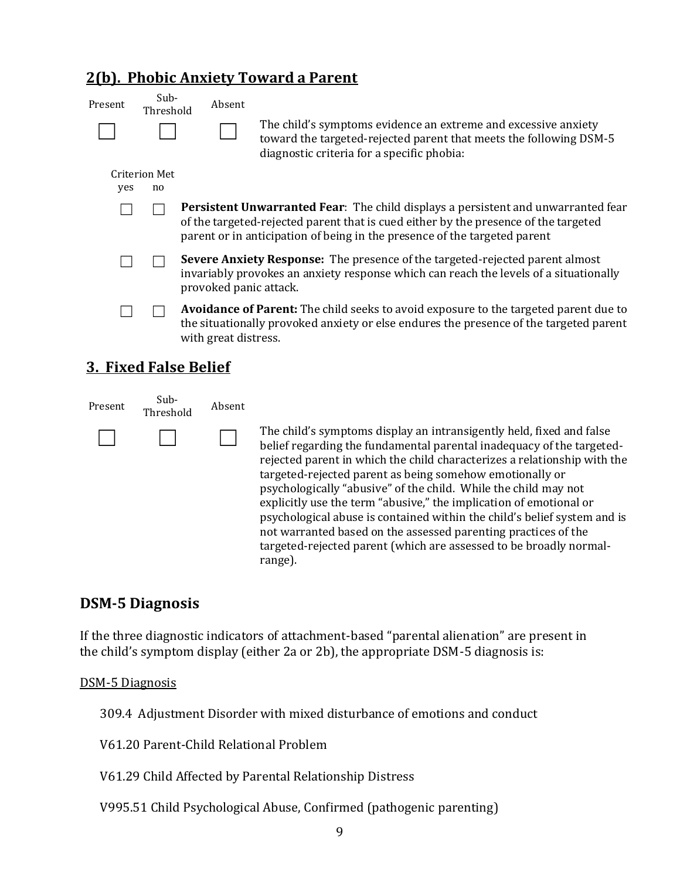## 2(b). Phobic Anxiety Toward a Parent

| Present | Sub-Threshold | Absent | |
|---|---|---|---|
| ☐ | ☐ | ☐ | The child's symptoms evidence an extreme and excessive anxiety toward the targeted-rejected parent that meets the following DSM-5 diagnostic criteria for a specific phobia: |

| Criterion Met yes | no | |
|---|---|---|
| ☐ | ☐ | **Persistent Unwarranted Fear**: The child displays a persistent and unwarranted fear of the targeted-rejected parent that is cued either by the presence of the targeted parent or in anticipation of being in the presence of the targeted parent |
| ☐ | ☐ | **Severe Anxiety Response:** The presence of the targeted-rejected parent almost invariably provokes an anxiety response which can reach the levels of a situationally provoked panic attack. |
| ☐ | ☐ | **Avoidance of Parent:** The child seeks to avoid exposure to the targeted parent due to the situationally provoked anxiety or else endures the presence of the targeted parent with great distress. |

## 3. Fixed False Belief

| Present | Sub-Threshold | Absent | |
|---|---|---|---|
| ☐ | ☐ | ☐ | The child's symptoms display an intransigently held, fixed and false belief regarding the fundamental parental inadequacy of the targeted-rejected parent in which the child characterizes a relationship with the targeted-rejected parent as being somehow emotionally or psychologically "abusive" of the child. While the child may not explicitly use the term "abusive," the implication of emotional or psychological abuse is contained within the child's belief system and is not warranted based on the assessed parenting practices of the targeted-rejected parent (which are assessed to be broadly normal-range). |

## DSM-5 Diagnosis

If the three diagnostic indicators of attachment-based "parental alienation" are present in the child's symptom display (either 2a or 2b), the appropriate DSM-5 diagnosis is:

DSM-5 Diagnosis

309.4 Adjustment Disorder with mixed disturbance of emotions and conduct

V61.20 Parent-Child Relational Problem

V61.29 Child Affected by Parental Relationship Distress

V995.51 Child Psychological Abuse, Confirmed (pathogenic parenting)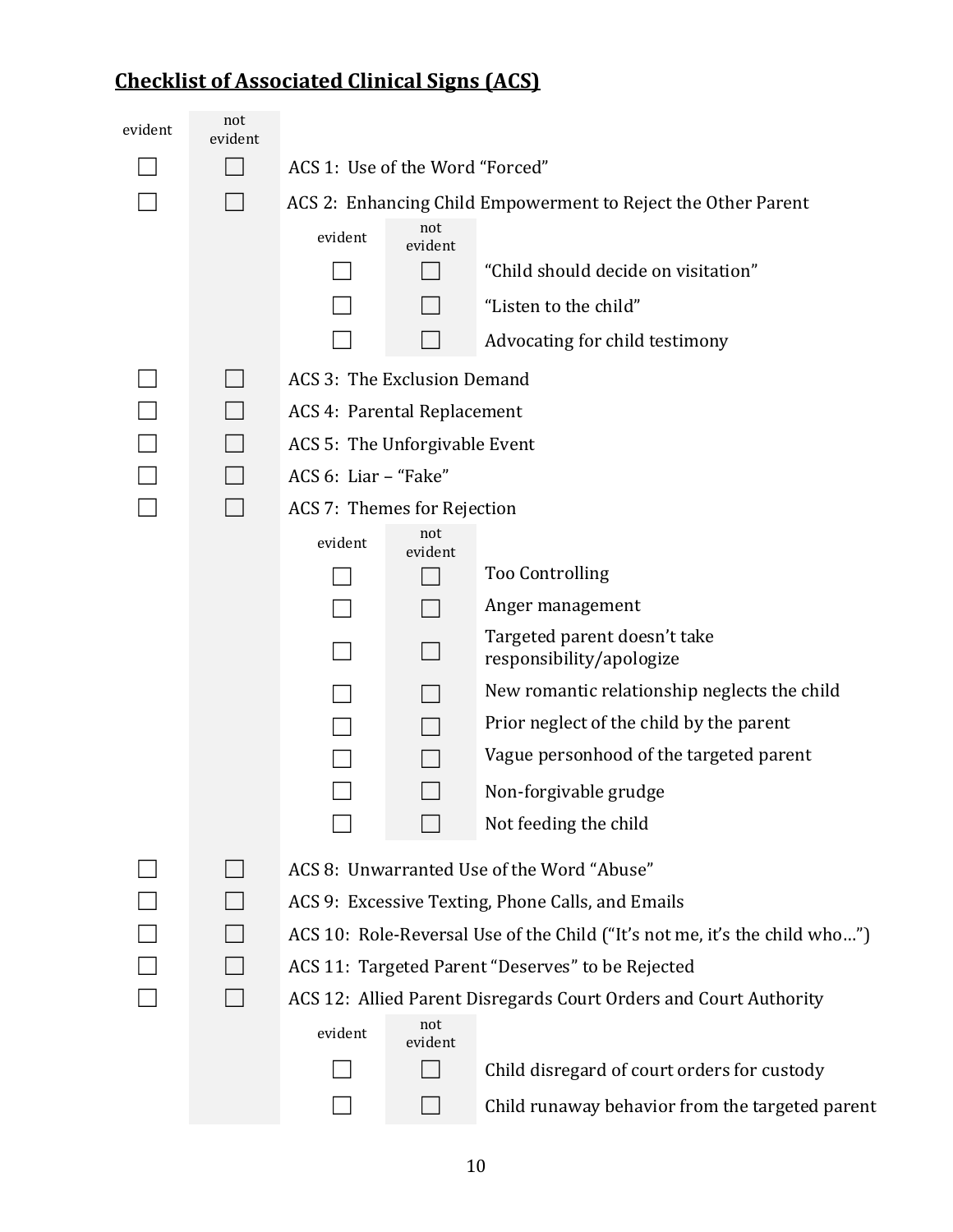## Checklist of Associated Clinical Signs (ACS)

| evident | not evident | |
|---|---|---|
| ☐ | ☐ | ACS 1: Use of the Word "Forced" |
| ☐ | ☐ | ACS 2: Enhancing Child Empowerment to Reject the Other Parent |

| evident | not evident | |
|---|---|---|
| ☐ | ☐ | "Child should decide on visitation" |
| ☐ | ☐ | "Listen to the child" |
| ☐ | ☐ | Advocating for child testimony |

| evident | not evident | |
|---|---|---|
| ☐ | ☐ | ACS 3: The Exclusion Demand |
| ☐ | ☐ | ACS 4: Parental Replacement |
| ☐ | ☐ | ACS 5: The Unforgivable Event |
| ☐ | ☐ | ACS 6: Liar – "Fake" |
| ☐ | ☐ | ACS 7: Themes for Rejection |

| evident | not evident | |
|---|---|---|
| ☐ | ☐ | Too Controlling |
| ☐ | ☐ | Anger management |
| ☐ | ☐ | Targeted parent doesn't take responsibility/apologize |
| ☐ | ☐ | New romantic relationship neglects the child |
| ☐ | ☐ | Prior neglect of the child by the parent |
| ☐ | ☐ | Vague personhood of the targeted parent |
| ☐ | ☐ | Non-forgivable grudge |
| ☐ | ☐ | Not feeding the child |

| evident | not evident | |
|---|---|---|
| ☐ | ☐ | ACS 8: Unwarranted Use of the Word "Abuse" |
| ☐ | ☐ | ACS 9: Excessive Texting, Phone Calls, and Emails |
| ☐ | ☐ | ACS 10: Role-Reversal Use of the Child ("It's not me, it's the child who…") |
| ☐ | ☐ | ACS 11: Targeted Parent "Deserves" to be Rejected |
| ☐ | ☐ | ACS 12: Allied Parent Disregards Court Orders and Court Authority |

| evident | not evident | |
|---|---|---|
| ☐ | ☐ | Child disregard of court orders for custody |
| ☐ | ☐ | Child runaway behavior from the targeted parent |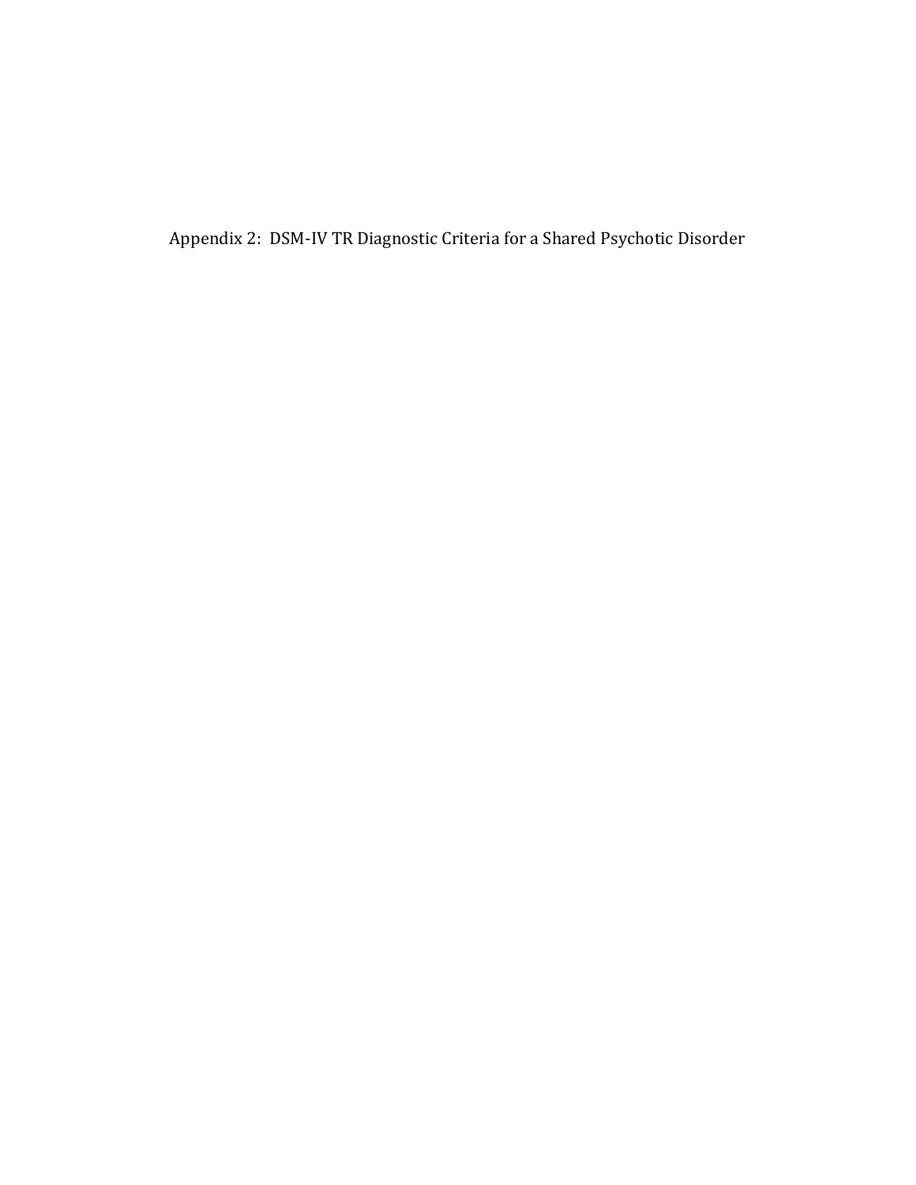Appendix 2: DSM-IV TR Diagnostic Criteria for a Shared Psychotic Disorder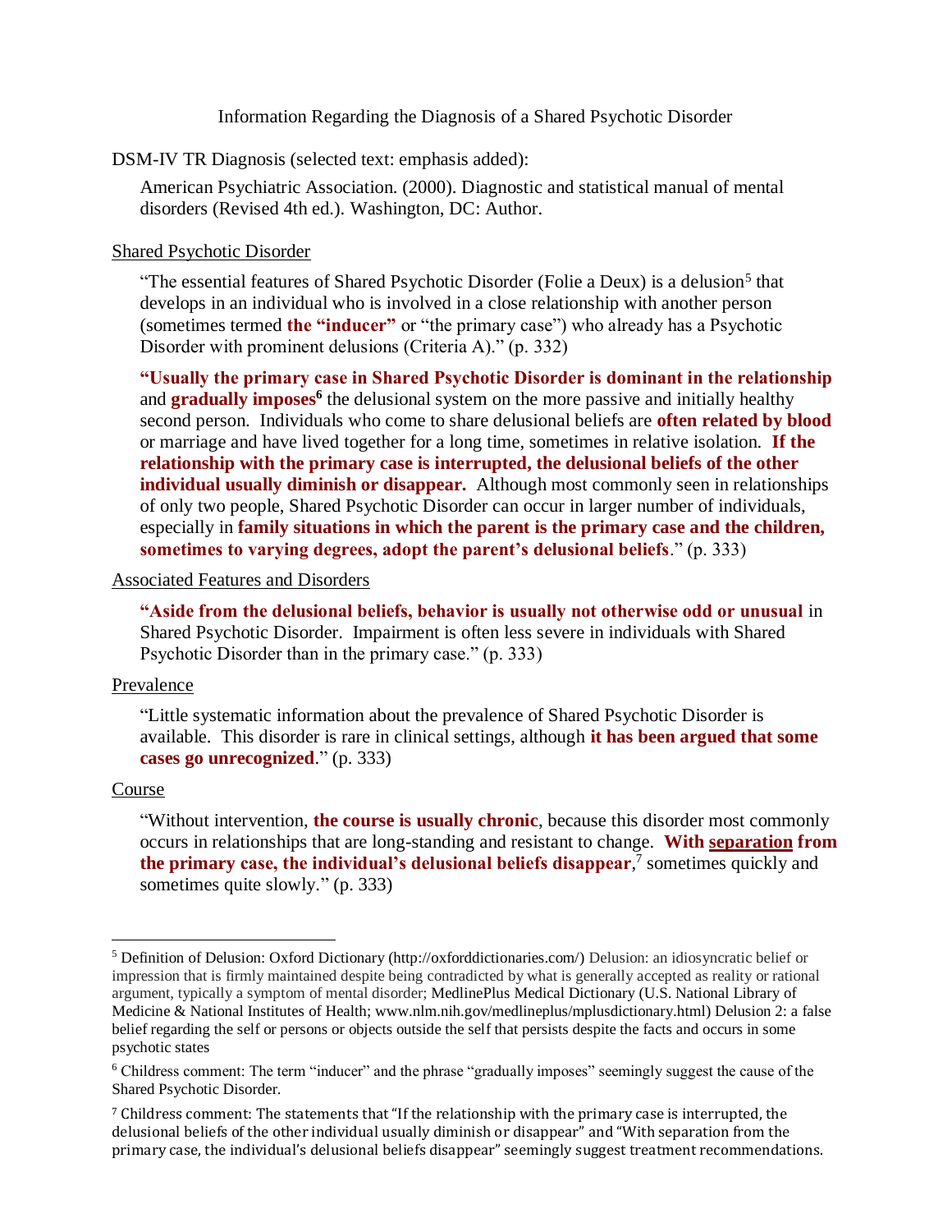Information Regarding the Diagnosis of a Shared Psychotic Disorder

DSM-IV TR Diagnosis (selected text: emphasis added):

> American Psychiatric Association. (2000). Diagnostic and statistical manual of mental disorders (Revised 4th ed.). Washington, DC: Author.

Shared Psychotic Disorder

> "The essential features of Shared Psychotic Disorder (Folie a Deux) is a delusion[5] that develops in an individual who is involved in a close relationship with another person (sometimes termed **the "inducer"** or "the primary case") who already has a Psychotic Disorder with prominent delusions (Criteria A)." (p. 332)
>
> **"Usually the primary case in Shared Psychotic Disorder is dominant in the relationship** and **gradually imposes**[6] the delusional system on the more passive and initially healthy second person. Individuals who come to share delusional beliefs are **often related by blood** or marriage and have lived together for a long time, sometimes in relative isolation. **If the relationship with the primary case is interrupted, the delusional beliefs of the other individual usually diminish or disappear.** Although most commonly seen in relationships of only two people, Shared Psychotic Disorder can occur in larger number of individuals, especially in **family situations in which the parent is the primary case and the children, sometimes to varying degrees, adopt the parent's delusional beliefs**." (p. 333)

Associated Features and Disorders

> **"Aside from the delusional beliefs, behavior is usually not otherwise odd or unusual** in Shared Psychotic Disorder. Impairment is often less severe in individuals with Shared Psychotic Disorder than in the primary case." (p. 333)

Prevalence

> "Little systematic information about the prevalence of Shared Psychotic Disorder is available. This disorder is rare in clinical settings, although **it has been argued that some cases go unrecognized**." (p. 333)

Course

> "Without intervention, **the course is usually chronic**, because this disorder most commonly occurs in relationships that are long-standing and resistant to change. **With <u>separation</u> from the primary case, the individual's delusional beliefs disappear**,[7] sometimes quickly and sometimes quite slowly." (p. 333)

---

[5] Definition of Delusion: Oxford Dictionary (http://oxforddictionaries.com/) Delusion: an idiosyncratic belief or impression that is firmly maintained despite being contradicted by what is generally accepted as reality or rational argument, typically a symptom of mental disorder; MedlinePlus Medical Dictionary (U.S. National Library of Medicine & National Institutes of Health; www.nlm.nih.gov/medlineplus/mplusdictionary.html) Delusion 2: a false belief regarding the self or persons or objects outside the self that persists despite the facts and occurs in some psychotic states

[6] Childress comment: The term "inducer" and the phrase "gradually imposes" seemingly suggest the cause of the Shared Psychotic Disorder.

[7] Childress comment: The statements that "If the relationship with the primary case is interrupted, the delusional beliefs of the other individual usually diminish or disappear" and "With separation from the primary case, the individual's delusional beliefs disappear" seemingly suggest treatment recommendations.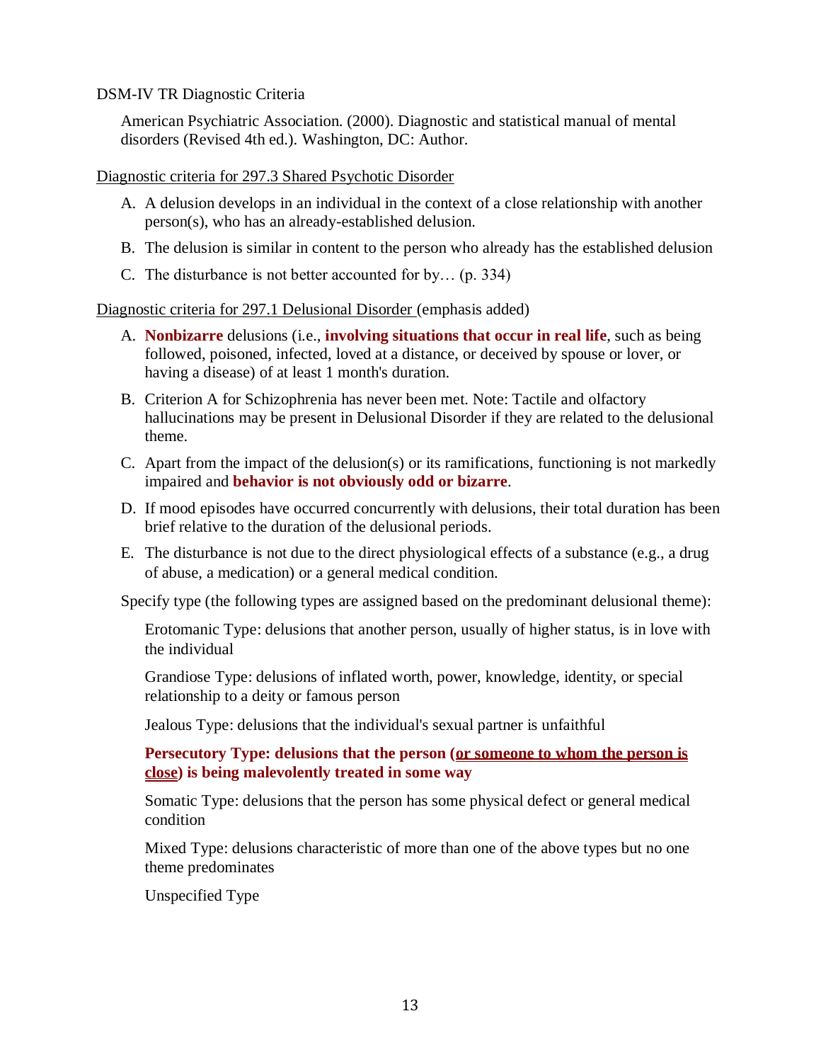DSM-IV TR Diagnostic Criteria

American Psychiatric Association. (2000). Diagnostic and statistical manual of mental disorders (Revised 4th ed.). Washington, DC: Author.

<u>Diagnostic criteria for 297.3 Shared Psychotic Disorder</u>

A. A delusion develops in an individual in the context of a close relationship with another person(s), who has an already-established delusion.

B. The delusion is similar in content to the person who already has the established delusion

C. The disturbance is not better accounted for by… (p. 334)

<u>Diagnostic criteria for 297.1 Delusional Disorder</u> (emphasis added)

A. **Nonbizarre** delusions (i.e., **involving situations that occur in real life**, such as being followed, poisoned, infected, loved at a distance, or deceived by spouse or lover, or having a disease) of at least 1 month's duration.

B. Criterion A for Schizophrenia has never been met. Note: Tactile and olfactory hallucinations may be present in Delusional Disorder if they are related to the delusional theme.

C. Apart from the impact of the delusion(s) or its ramifications, functioning is not markedly impaired and **behavior is not obviously odd or bizarre**.

D. If mood episodes have occurred concurrently with delusions, their total duration has been brief relative to the duration of the delusional periods.

E. The disturbance is not due to the direct physiological effects of a substance (e.g., a drug of abuse, a medication) or a general medical condition.

Specify type (the following types are assigned based on the predominant delusional theme):

Erotomanic Type: delusions that another person, usually of higher status, is in love with the individual

Grandiose Type: delusions of inflated worth, power, knowledge, identity, or special relationship to a deity or famous person

Jealous Type: delusions that the individual's sexual partner is unfaithful

**Persecutory Type: delusions that the person (<u>or someone to whom the person is close</u>) is being malevolently treated in some way**

Somatic Type: delusions that the person has some physical defect or general medical condition

Mixed Type: delusions characteristic of more than one of the above types but no one theme predominates

Unspecified Type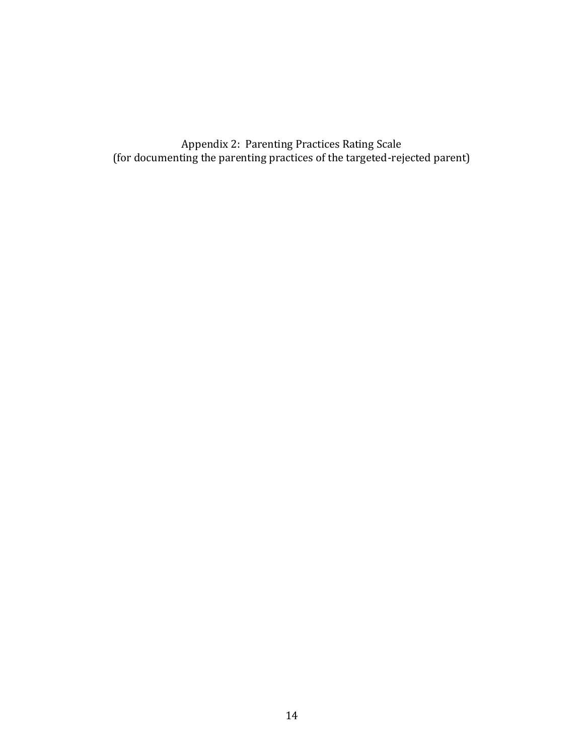# Appendix 2: Parenting Practices Rating Scale

(for documenting the parenting practices of the targeted-rejected parent)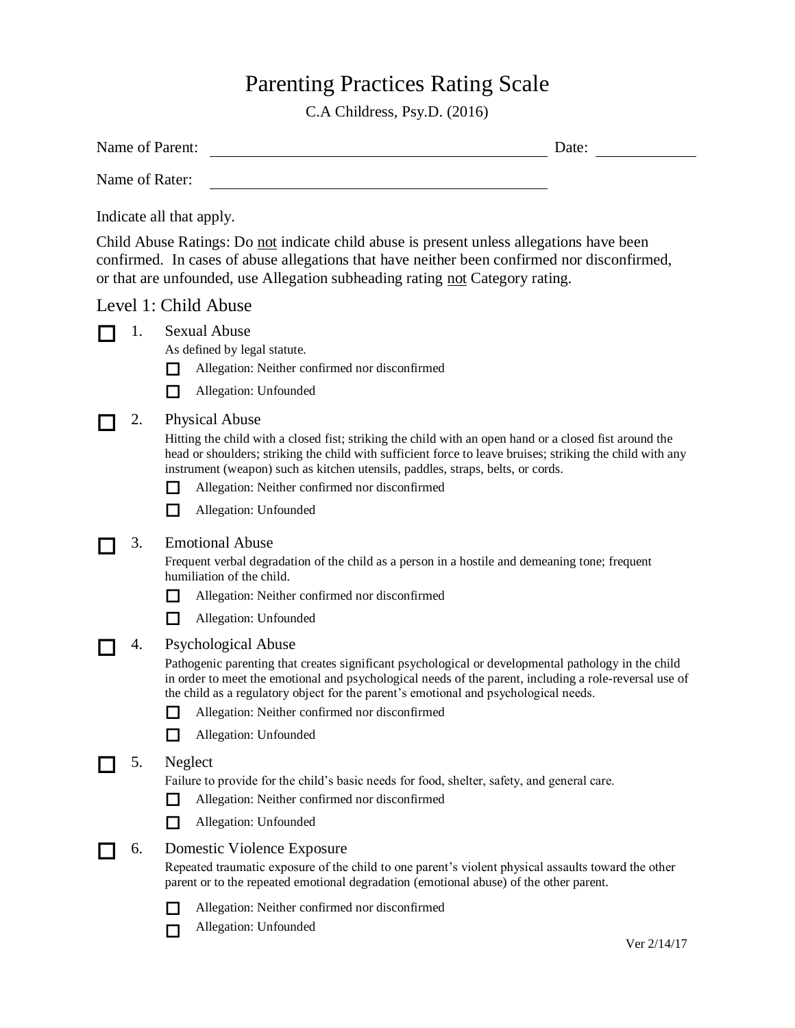# Parenting Practices Rating Scale

C.A Childress, Psy.D. (2016)

Name of Parent: ______________________________ Date: __________

Name of Rater: ______________________________

Indicate all that apply.

Child Abuse Ratings: Do <u>not</u> indicate child abuse is present unless allegations have been confirmed. In cases of abuse allegations that have neither been confirmed nor disconfirmed, or that are unfounded, use Allegation subheading rating <u>not</u> Category rating.

## Level 1: Child Abuse

☐ 1. Sexual Abuse

As defined by legal statute.

- ☐ Allegation: Neither confirmed nor disconfirmed
- ☐ Allegation: Unfounded

☐ 2. Physical Abuse

Hitting the child with a closed fist; striking the child with an open hand or a closed fist around the head or shoulders; striking the child with sufficient force to leave bruises; striking the child with any instrument (weapon) such as kitchen utensils, paddles, straps, belts, or cords.

- ☐ Allegation: Neither confirmed nor disconfirmed
- ☐ Allegation: Unfounded

☐ 3. Emotional Abuse

Frequent verbal degradation of the child as a person in a hostile and demeaning tone; frequent humiliation of the child.

- ☐ Allegation: Neither confirmed nor disconfirmed
- ☐ Allegation: Unfounded

☐ 4. Psychological Abuse

Pathogenic parenting that creates significant psychological or developmental pathology in the child in order to meet the emotional and psychological needs of the parent, including a role-reversal use of the child as a regulatory object for the parent's emotional and psychological needs.

- ☐ Allegation: Neither confirmed nor disconfirmed
- ☐ Allegation: Unfounded

☐ 5. Neglect

Failure to provide for the child's basic needs for food, shelter, safety, and general care.

- ☐ Allegation: Neither confirmed nor disconfirmed
- ☐ Allegation: Unfounded

☐ 6. Domestic Violence Exposure

Repeated traumatic exposure of the child to one parent's violent physical assaults toward the other parent or to the repeated emotional degradation (emotional abuse) of the other parent.

- ☐ Allegation: Neither confirmed nor disconfirmed
- ☐ Allegation: Unfounded

Ver 2/14/17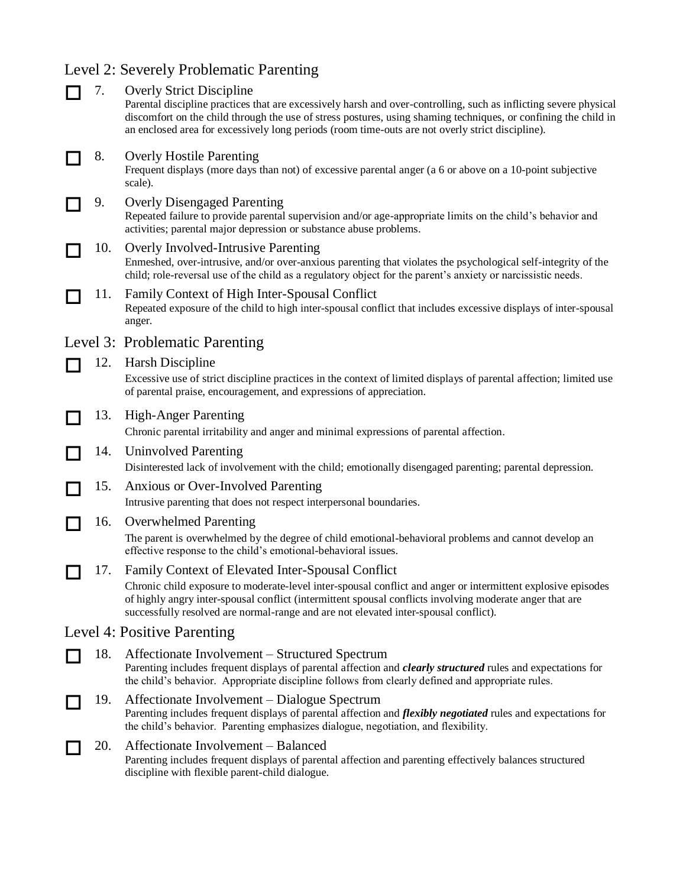## Level 2: Severely Problematic Parenting

☐ 7. Overly Strict Discipline
Parental discipline practices that are excessively harsh and over-controlling, such as inflicting severe physical discomfort on the child through the use of stress postures, using shaming techniques, or confining the child in an enclosed area for excessively long periods (room time-outs are not overly strict discipline).

☐ 8. Overly Hostile Parenting
Frequent displays (more days than not) of excessive parental anger (a 6 or above on a 10-point subjective scale).

☐ 9. Overly Disengaged Parenting
Repeated failure to provide parental supervision and/or age-appropriate limits on the child's behavior and activities; parental major depression or substance abuse problems.

☐ 10. Overly Involved-Intrusive Parenting
Enmeshed, over-intrusive, and/or over-anxious parenting that violates the psychological self-integrity of the child; role-reversal use of the child as a regulatory object for the parent's anxiety or narcissistic needs.

☐ 11. Family Context of High Inter-Spousal Conflict
Repeated exposure of the child to high inter-spousal conflict that includes excessive displays of inter-spousal anger.

## Level 3: Problematic Parenting

☐ 12. Harsh Discipline
Excessive use of strict discipline practices in the context of limited displays of parental affection; limited use of parental praise, encouragement, and expressions of appreciation.

☐ 13. High-Anger Parenting
Chronic parental irritability and anger and minimal expressions of parental affection.

☐ 14. Uninvolved Parenting
Disinterested lack of involvement with the child; emotionally disengaged parenting; parental depression.

☐ 15. Anxious or Over-Involved Parenting
Intrusive parenting that does not respect interpersonal boundaries.

☐ 16. Overwhelmed Parenting
The parent is overwhelmed by the degree of child emotional-behavioral problems and cannot develop an effective response to the child's emotional-behavioral issues.

☐ 17. Family Context of Elevated Inter-Spousal Conflict
Chronic child exposure to moderate-level inter-spousal conflict and anger or intermittent explosive episodes of highly angry inter-spousal conflict (intermittent spousal conflicts involving moderate anger that are successfully resolved are normal-range and are not elevated inter-spousal conflict).

## Level 4: Positive Parenting

☐ 18. Affectionate Involvement – Structured Spectrum
Parenting includes frequent displays of parental affection and ***clearly structured*** rules and expectations for the child's behavior. Appropriate discipline follows from clearly defined and appropriate rules.

☐ 19. Affectionate Involvement – Dialogue Spectrum
Parenting includes frequent displays of parental affection and ***flexibly negotiated*** rules and expectations for the child's behavior. Parenting emphasizes dialogue, negotiation, and flexibility.

☐ 20. Affectionate Involvement – Balanced
Parenting includes frequent displays of parental affection and parenting effectively balances structured discipline with flexible parent-child dialogue.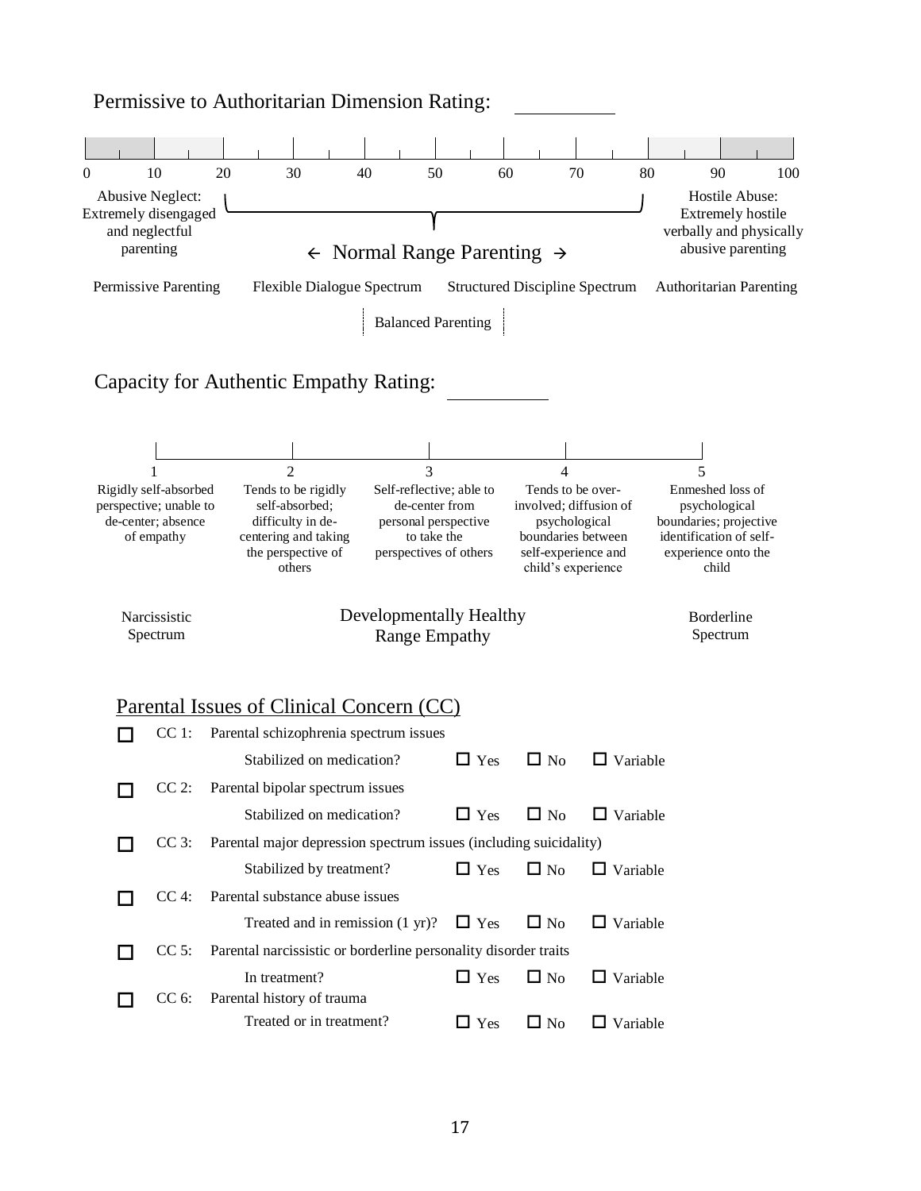Permissive to Authoritarian Dimension Rating: __________

0 10 20 30 40 50 60 70 80 90 100

Abusive Neglect: Extremely disengaged and neglectful parenting

← Normal Range Parenting →

Hostile Abuse: Extremely hostile verbally and physically abusive parenting

Permissive Parenting

Flexible Dialogue Spectrum

Structured Discipline Spectrum

Authoritarian Parenting

Balanced Parenting

Capacity for Authentic Empathy Rating: __________

1 2 3 4 5

1: Rigidly self-absorbed perspective; unable to de-center; absence of empathy

2: Tends to be rigidly self-absorbed; difficulty in de-centering and taking the perspective of others

3: Self-reflective; able to de-center from personal perspective to take the perspectives of others

4: Tends to be over-involved; diffusion of psychological boundaries between self-experience and child's experience

5: Enmeshed loss of psychological boundaries; projective identification of self-experience onto the child

Narcissistic Spectrum

Developmentally Healthy Range Empathy

Borderline Spectrum

## Parental Issues of Clinical Concern (CC)

☐ CC 1: Parental schizophrenia spectrum issues

Stabilized on medication? ☐ Yes ☐ No ☐ Variable

☐ CC 2: Parental bipolar spectrum issues

Stabilized on medication? ☐ Yes ☐ No ☐ Variable

☐ CC 3: Parental major depression spectrum issues (including suicidality)

Stabilized by treatment? ☐ Yes ☐ No ☐ Variable

☐ CC 4: Parental substance abuse issues

Treated and in remission (1 yr)? ☐ Yes ☐ No ☐ Variable

☐ CC 5: Parental narcissistic or borderline personality disorder traits

In treatment? ☐ Yes ☐ No ☐ Variable

☐ CC 6: Parental history of trauma

Treated or in treatment? ☐ Yes ☐ No ☐ Variable